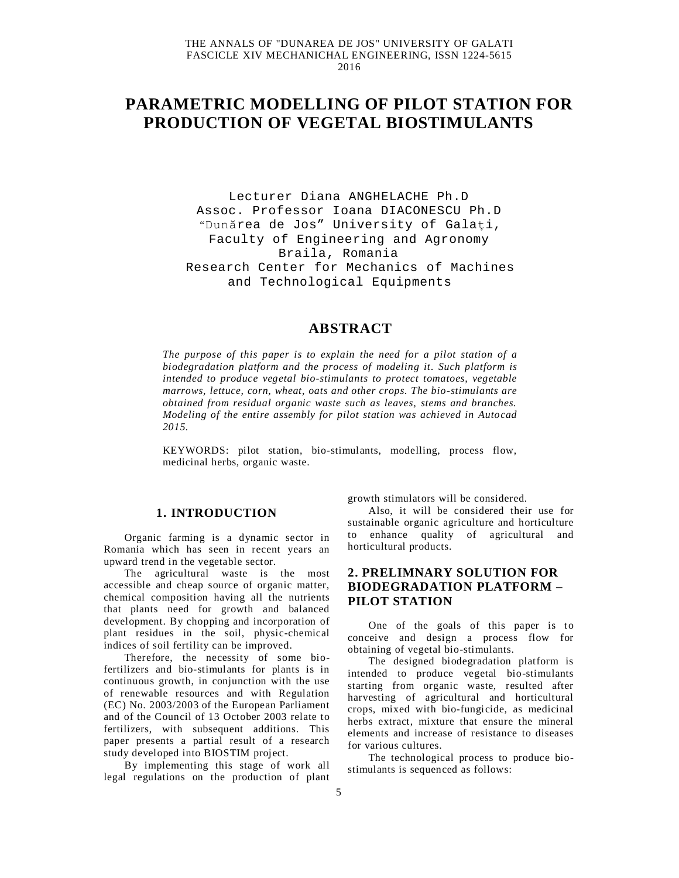# PARAMETRIC MODELLING OF PILOT STATION FOR PRODUCTION OF VEGETAL BIOSTIMULANTS

Lecturer Diana ANGHELACHE Ph.D
Assoc. Professor Ioana DIACONESCU Ph.D
"Dunărea de Jos" University of Galaţi,
Faculty of Engineering and Agronomy
Braila, Romania
Research Center for Mechanics of Machines
and Technological Equipments

## ABSTRACT

*The purpose of this paper is to explain the need for a pilot station of a biodegradation platform and the process of modeling it. Such platform is intended to produce vegetal bio-stimulants to protect tomatoes, vegetable marrows, lettuce, corn, wheat, oats and other crops. The bio-stimulants are obtained from residual organic waste such as leaves, stems and branches. Modeling of the entire assembly for pilot station was achieved in Autocad 2015.*

KEYWORDS: pilot station, bio-stimulants, modelling, process flow, medicinal herbs, organic waste.

## 1. INTRODUCTION

Organic farming is a dynamic sector in Romania which has seen in recent years an upward trend in the vegetable sector.

The agricultural waste is the most accessible and cheap source of organic matter, chemical composition having all the nutrients that plants need for growth and balanced development. By chopping and incorporation of plant residues in the soil, physic-chemical indices of soil fertility can be improved.

Therefore, the necessity of some bio-fertilizers and bio-stimulants for plants is in continuous growth, in conjunction with the use of renewable resources and with Regulation (EC) No. 2003/2003 of the European Parliament and of the Council of 13 October 2003 relate to fertilizers, with subsequent additions. This paper presents a partial result of a research study developed into BIOSTIM project.

By implementing this stage of work all legal regulations on the production of plant growth stimulators will be considered.

Also, it will be considered their use for sustainable organic agriculture and horticulture to enhance quality of agricultural and horticultural products.

## 2. PRELIMNARY SOLUTION FOR BIODEGRADATION PLATFORM – PILOT STATION

One of the goals of this paper is to conceive and design a process flow for obtaining of vegetal bio-stimulants.

The designed biodegradation platform is intended to produce vegetal bio-stimulants starting from organic waste, resulted after harvesting of agricultural and horticultural crops, mixed with bio-fungicide, as medicinal herbs extract, mixture that ensure the mineral elements and increase of resistance to diseases for various cultures.

The technological process to produce bio-stimulants is sequenced as follows: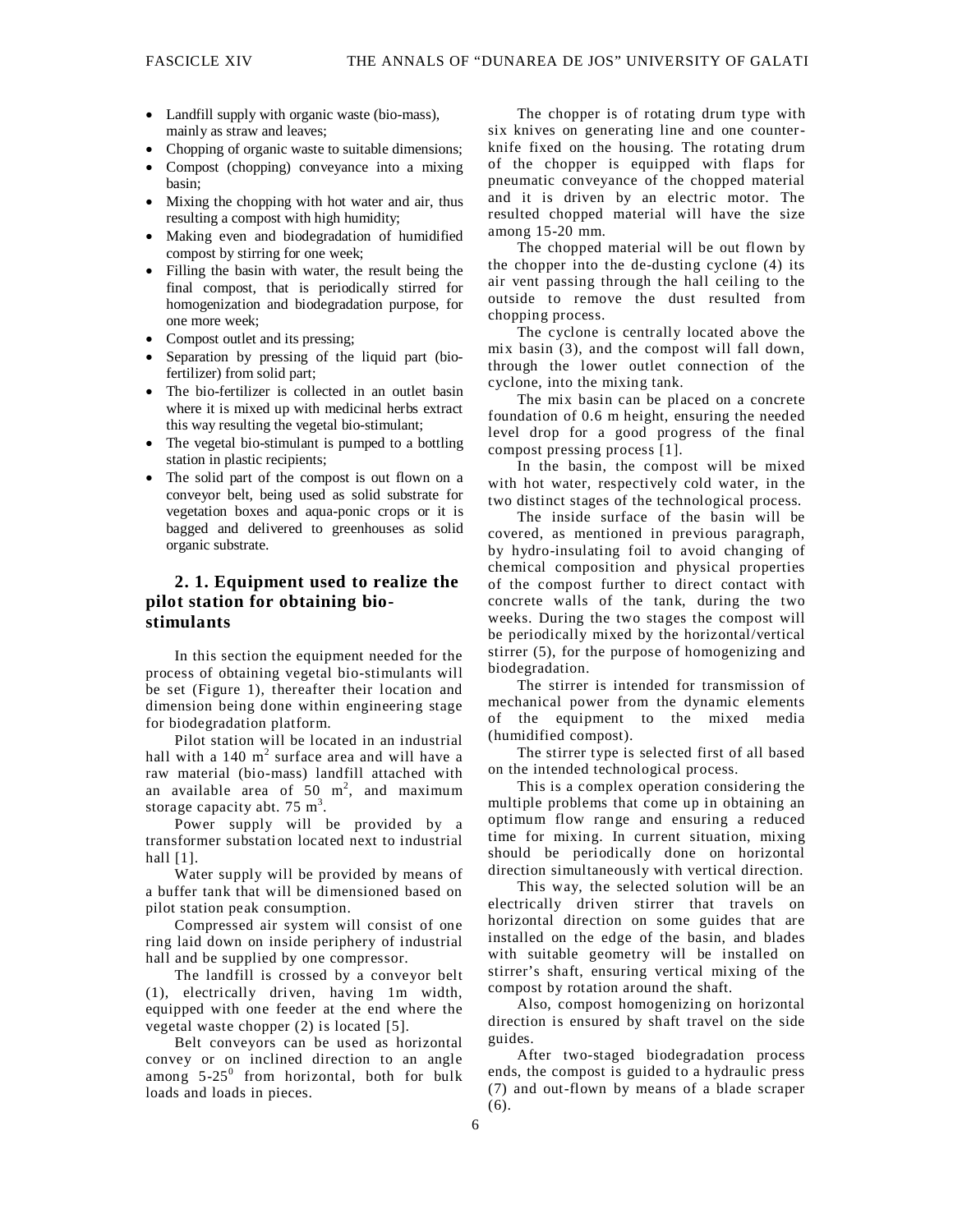- Landfill supply with organic waste (bio-mass), mainly as straw and leaves;
- Chopping of organic waste to suitable dimensions;
- Compost (chopping) conveyance into a mixing basin;
- Mixing the chopping with hot water and air, thus resulting a compost with high humidity;
- Making even and biodegradation of humidified compost by stirring for one week;
- Filling the basin with water, the result being the final compost, that is periodically stirred for homogenization and biodegradation purpose, for one more week;
- Compost outlet and its pressing;
- Separation by pressing of the liquid part (bio-fertilizer) from solid part;
- The bio-fertilizer is collected in an outlet basin where it is mixed up with medicinal herbs extract this way resulting the vegetal bio-stimulant;
- The vegetal bio-stimulant is pumped to a bottling station in plastic recipients;
- The solid part of the compost is out flown on a conveyor belt, being used as solid substrate for vegetation boxes and aqua-ponic crops or it is bagged and delivered to greenhouses as solid organic substrate.

## 2. 1. Equipment used to realize the pilot station for obtaining bio-stimulants

In this section the equipment needed for the process of obtaining vegetal bio-stimulants will be set (Figure 1), thereafter their location and dimension being done within engineering stage for biodegradation platform.

Pilot station will be located in an industrial hall with a 140 m$^2$ surface area and will have a raw material (bio-mass) landfill attached with an available area of 50 m$^2$, and maximum storage capacity abt. 75 m$^3$.

Power supply will be provided by a transformer substation located next to industrial hall [1].

Water supply will be provided by means of a buffer tank that will be dimensioned based on pilot station peak consumption.

Compressed air system will consist of one ring laid down on inside periphery of industrial hall and be supplied by one compressor.

The landfill is crossed by a conveyor belt (1), electrically driven, having 1m width, equipped with one feeder at the end where the vegetal waste chopper (2) is located [5].

Belt conveyors can be used as horizontal convey or on inclined direction to an angle among 5-25$^0$ from horizontal, both for bulk loads and loads in pieces.

The chopper is of rotating drum type with six knives on generating line and one counter-knife fixed on the housing. The rotating drum of the chopper is equipped with flaps for pneumatic conveyance of the chopped material and it is driven by an electric motor. The resulted chopped material will have the size among 15-20 mm.

The chopped material will be out flown by the chopper into the de-dusting cyclone (4) its air vent passing through the hall ceiling to the outside to remove the dust resulted from chopping process.

The cyclone is centrally located above the mix basin (3), and the compost will fall down, through the lower outlet connection of the cyclone, into the mixing tank.

The mix basin can be placed on a concrete foundation of 0.6 m height, ensuring the needed level drop for a good progress of the final compost pressing process [1].

In the basin, the compost will be mixed with hot water, respectively cold water, in the two distinct stages of the technological process.

The inside surface of the basin will be covered, as mentioned in previous paragraph, by hydro-insulating foil to avoid changing of chemical composition and physical properties of the compost further to direct contact with concrete walls of the tank, during the two weeks. During the two stages the compost will be periodically mixed by the horizontal/vertical stirrer (5), for the purpose of homogenizing and biodegradation.

The stirrer is intended for transmission of mechanical power from the dynamic elements of the equipment to the mixed media (humidified compost).

The stirrer type is selected first of all based on the intended technological process.

This is a complex operation considering the multiple problems that come up in obtaining an optimum flow range and ensuring a reduced time for mixing. In current situation, mixing should be periodically done on horizontal direction simultaneously with vertical direction.

This way, the selected solution will be an electrically driven stirrer that travels on horizontal direction on some guides that are installed on the edge of the basin, and blades with suitable geometry will be installed on stirrer's shaft, ensuring vertical mixing of the compost by rotation around the shaft.

Also, compost homogenizing on horizontal direction is ensured by shaft travel on the side guides.

After two-staged biodegradation process ends, the compost is guided to a hydraulic press (7) and out-flown by means of a blade scraper (6).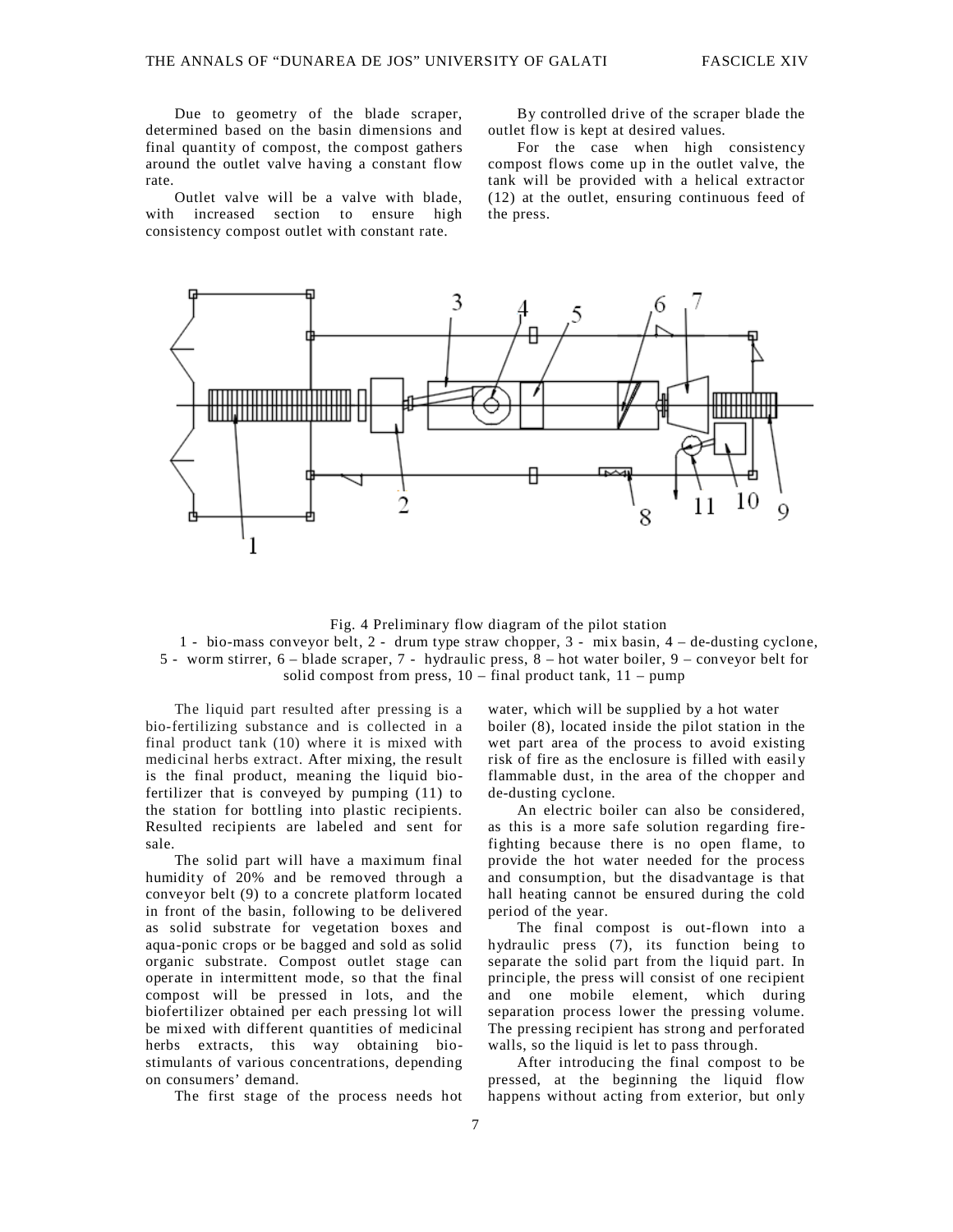Due to geometry of the blade scraper, determined based on the basin dimensions and final quantity of compost, the compost gathers around the outlet valve having a constant flow rate.

Outlet valve will be a valve with blade, with increased section to ensure high consistency compost outlet with constant rate.

By controlled drive of the scraper blade the outlet flow is kept at desired values.

For the case when high consistency compost flows come up in the outlet valve, the tank will be provided with a helical extractor (12) at the outlet, ensuring continuous feed of the press.

3
4
5
6
7
2
1
8
11
10
9

Fig. 4 Preliminary flow diagram of the pilot station
1 - bio-mass conveyor belt, 2 - drum type straw chopper, 3 - mix basin, 4 – de-dusting cyclone, 5 - worm stirrer, 6 – blade scraper, 7 - hydraulic press, 8 – hot water boiler, 9 – conveyor belt for solid compost from press, 10 – final product tank, 11 – pump

The liquid part resulted after pressing is a bio-fertilizing substance and is collected in a final product tank (10) where it is mixed with medicinal herbs extract. After mixing, the result is the final product, meaning the liquid bio-fertilizer that is conveyed by pumping (11) to the station for bottling into plastic recipients. Resulted recipients are labeled and sent for sale.

The solid part will have a maximum final humidity of 20% and be removed through a conveyor belt (9) to a concrete platform located in front of the basin, following to be delivered as solid substrate for vegetation boxes and aqua-ponic crops or be bagged and sold as solid organic substrate. Compost outlet stage can operate in intermittent mode, so that the final compost will be pressed in lots, and the biofertilizer obtained per each pressing lot will be mixed with different quantities of medicinal herbs extracts, this way obtaining bio-stimulants of various concentrations, depending on consumers' demand.

The first stage of the process needs hot water, which will be supplied by a hot water boiler (8), located inside the pilot station in the wet part area of the process to avoid existing risk of fire as the enclosure is filled with easily flammable dust, in the area of the chopper and de-dusting cyclone.

An electric boiler can also be considered, as this is a more safe solution regarding fire-fighting because there is no open flame, to provide the hot water needed for the process and consumption, but the disadvantage is that hall heating cannot be ensured during the cold period of the year.

The final compost is out-flown into a hydraulic press (7), its function being to separate the solid part from the liquid part. In principle, the press will consist of one recipient and one mobile element, which during separation process lower the pressing volume. The pressing recipient has strong and perforated walls, so the liquid is let to pass through.

After introducing the final compost to be pressed, at the beginning the liquid flow happens without acting from exterior, but only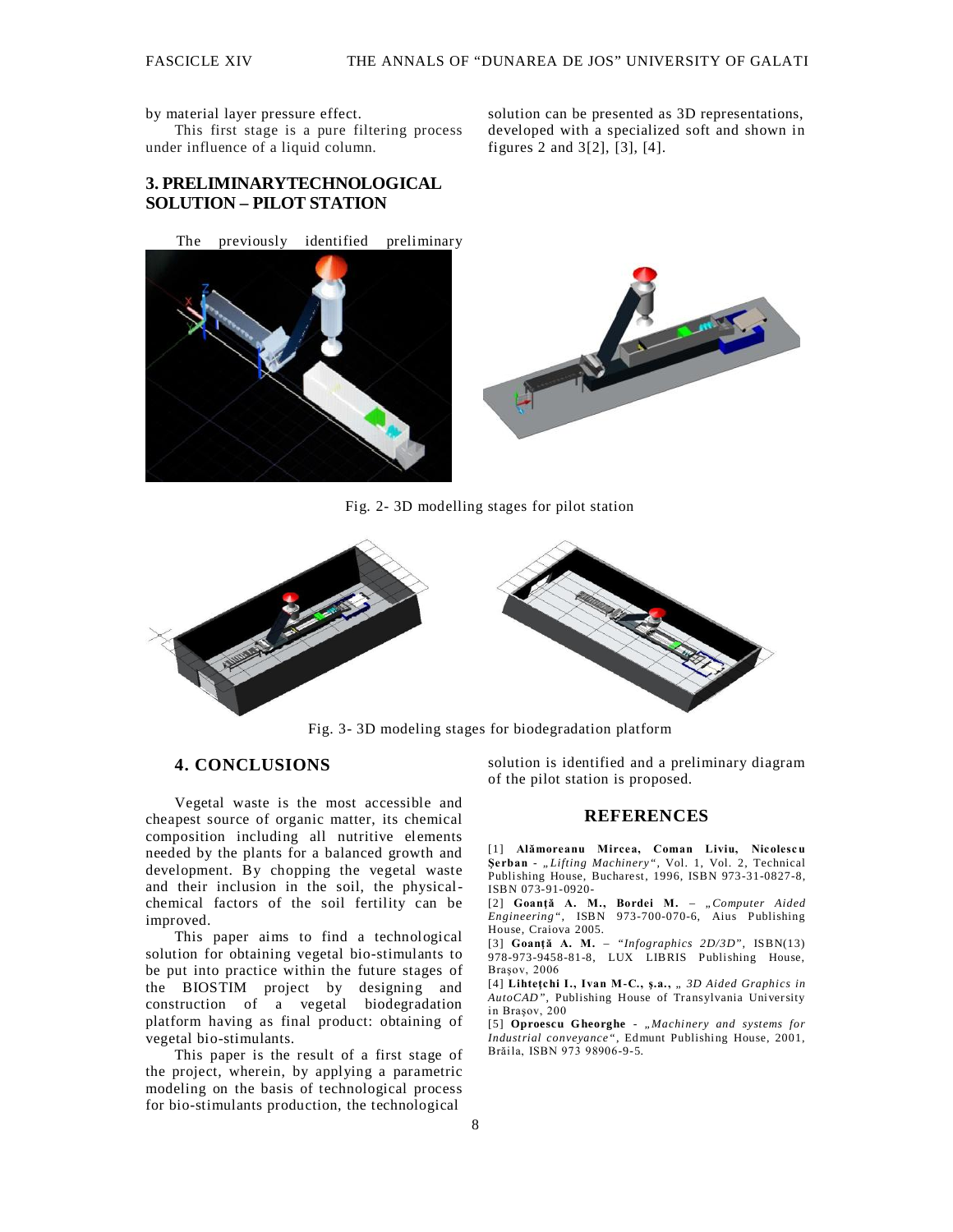by material layer pressure effect.

This first stage is a pure filtering process under influence of a liquid column.

## 3. PRELIMINARYTECHNOLOGICAL SOLUTION – PILOT STATION

The previously identified preliminary solution can be presented as 3D representations, developed with a specialized soft and shown in figures 2 and 3[2], [3], [4].

Fig. 2- 3D modelling stages for pilot station

Fig. 3- 3D modeling stages for biodegradation platform

## 4. CONCLUSIONS

Vegetal waste is the most accessible and cheapest source of organic matter, its chemical composition including all nutritive elements needed by the plants for a balanced growth and development. By chopping the vegetal waste and their inclusion in the soil, the physical-chemical factors of the soil fertility can be improved.

This paper aims to find a technological solution for obtaining vegetal bio-stimulants to be put into practice within the future stages of the BIOSTIM project by designing and construction of a vegetal biodegradation platform having as final product: obtaining of vegetal bio-stimulants.

This paper is the result of a first stage of the project, wherein, by applying a parametric modeling on the basis of technological process for bio-stimulants production, the technological solution is identified and a preliminary diagram of the pilot station is proposed.

## REFERENCES

[1] **Alămoreanu Mircea, Coman Liviu, Nicolescu Şerban** - *„Lifting Machinery“*, Vol. 1, Vol. 2, Technical Publishing House, Bucharest, 1996, ISBN 973-31-0827-8, ISBN 073-91-0920-

[2] **Goanţă A. M., Bordei M.** – *„Computer Aided Engineering“*, ISBN 973-700-070-6, Aius Publishing House, Craiova 2005.

[3] **Goanţă A. M.** – *"Infographics 2D/3D"*, ISBN(13) 978-973-9458-81-8, LUX LIBRIS Publishing House, Braşov, 2006

[4] **Lihteţchi I., Ivan M-C., ş.a.**, *„ 3D Aided Graphics in AutoCAD"*, Publishing House of Transylvania University in Braşov, 200

[5] **Oproescu Gheorghe** - *„Machinery and systems for Industrial conveyance“*, Edmunt Publishing House, 2001, Brăila, ISBN 973 98906-9-5.